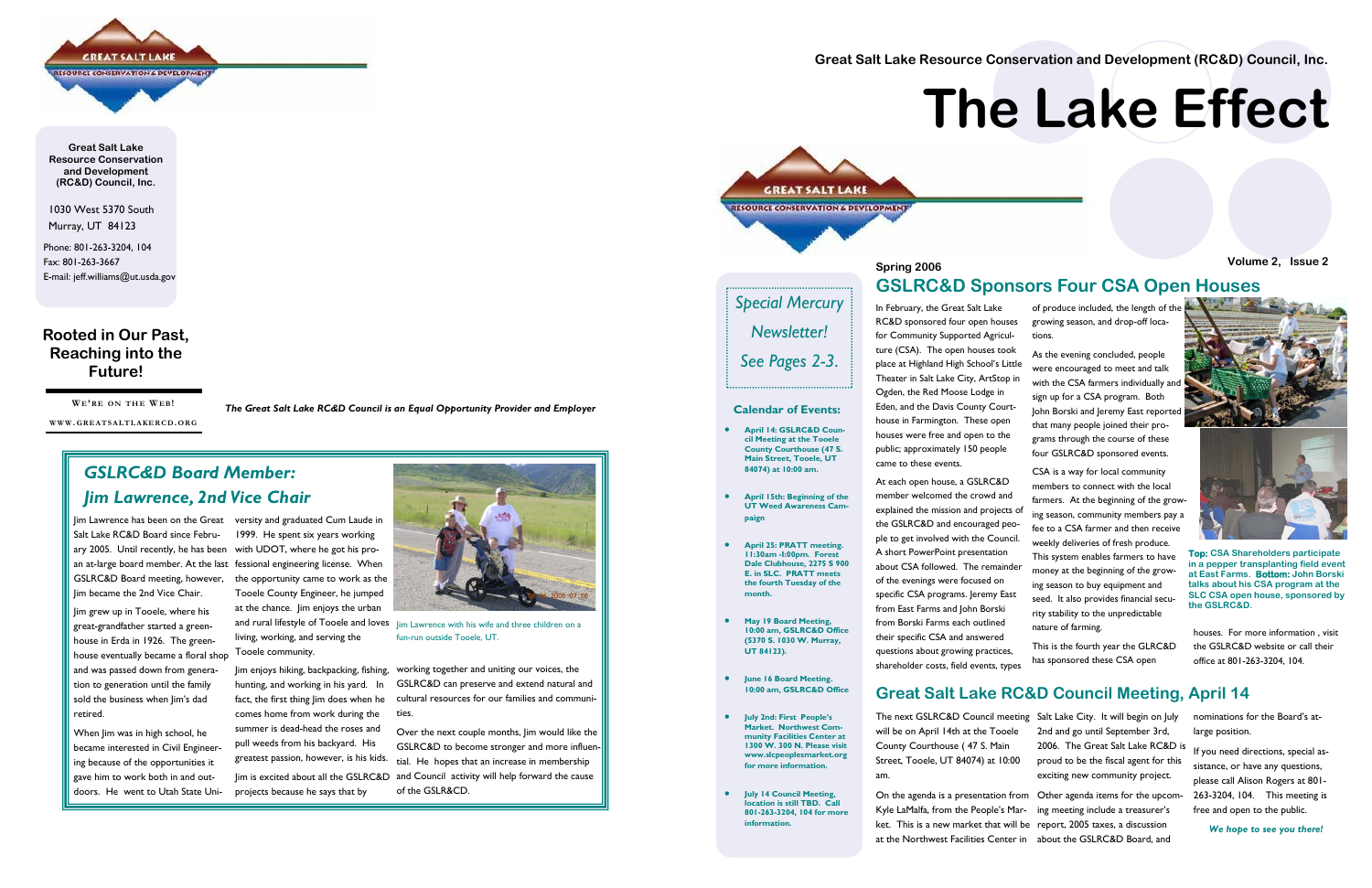Great Salt Lake Resource Conservation and Development (RC&D) Council, Inc.

# The Lake Effect

Spring 2006

Volume 2, Issue 2

*Special Mercury Newsletter! See Pages 2-3.*

## Calendar of Events:

- **April 14: GSLRC&D Council Meeting at the Tooele County Courthouse (47 S. Main Street, Tooele, UT 84074) at 10:00 am.**
- **April 15th: Beginning of the UT Weed Awareness Campaign**
- **April 25: PRATT meeting. 11:30am -1:00pm. Forest Dale Clubhouse, 2275 S 900 E. in SLC. PRATT meets the fourth Tuesday of the month.**
- **May 19 Board Meeting, 10:00 am, GSLRC&D Office (5370 S. 1030 W. Murray, UT 84123).**
- **June 16 Board Meeting. 10:00 am, GSLRC&D Office**
- **July 2nd: First People's Market. Northwest Community Facilities Center at 1300 W. 300 N. Please visit www.slcpeoplesmarket.org for more information.**
- **July 14 Council Meeting, location is still TBD. Call 801-263-3204, 104 for more information.**

## GSLRC&D Sponsors Four CSA Open Houses

In February, the Great Salt Lake RC&D sponsored four open houses for Community Supported Agriculture (CSA). The open houses took place at Highland High School's Little Theater in Salt Lake City, ArtStop in Ogden, the Red Moose Lodge in Eden, and the Davis County Courthouse in Farmington. These open houses were free and open to the public; approximately 150 people came to these events.

At each open house, a GSLRC&D member welcomed the crowd and explained the mission and projects of the GSLRC&D and encouraged people to get involved with the Council. A short PowerPoint presentation about CSA followed. The remainder of the evenings were focused on specific CSA programs. Jeremy East from East Farms and John Borski from Borski Farms each outlined their specific CSA and answered questions about growing practices, shareholder costs, field events, types of produce included, the length of the growing season, and drop-off locations.

As the evening concluded, people were encouraged to meet and talk with the CSA farmers individually and sign up for a CSA program. Both John Borski and Jeremy East reported that many people joined their programs through the course of these four GSLRC&D sponsored events.

CSA is a way for local community members to connect with the local farmers. At the beginning of the growing season, community members pay a fee to a CSA farmer and then receive weekly deliveries of fresh produce. This system enables farmers to have money at the beginning of the growing season to buy equipment and seed. It also provides financial security stability to the unpredictable nature of farming.

This is the fourth year the GLRC&D has sponsored these CSA open houses. For more information , visit the GSLRC&D website or call their office at 801-263-3204, 104.

**Top: CSA Shareholders participate in a pepper transplanting field event at East Farms. Bottom: John Borski talks about his CSA program at the SLC CSA open house, sponsored by the GSLRC&D.**

## Great Salt Lake RC&D Council Meeting, April 14

The next GSLRC&D Council meeting will be on April 14th at the Tooele County Courthouse ( 47 S. Main Street, Tooele, UT 84074) at 10:00 am.

On the agenda is a presentation from Kyle LaMalfa, from the People's Market. This is a new market that will be at the Northwest Facilities Center in Salt Lake City. It will begin on July 2nd and go until September 3rd, 2006. The Great Salt Lake RC&D is proud to be the fiscal agent for this exciting new community project.

Other agenda items for the upcoming meeting include a treasurer's report, 2005 taxes, a discussion about the GSLRC&D Board, and nominations for the Board's at-large position.

If you need directions, special assistance, or have any questions, please call Alison Rogers at 801-263-3204, 104. This meeting is free and open to the public.

***We hope to see you there!***

---

**Great Salt Lake Resource Conservation and Development (RC&D) Council, Inc.**

1030 West 5370 South
Murray, UT 84123

Phone: 801-263-3204, 104
Fax: 801-263-3667
E-mail: jeff.williams@ut.usda.gov

### Rooted in Our Past, Reaching into the Future!

WE'RE ON THE WEB!
WWW.GREATSALTLAKERCD.ORG

***The Great Salt Lake RC&D Council is an Equal Opportunity Provider and Employer***

## *GSLRC&D Board Member: Jim Lawrence, 2nd Vice Chair*

Jim Lawrence has been on the Great Salt Lake RC&D Board since February 2005. Until recently, he has been an at-large board member. At the last GSLRC&D Board meeting, however, Jim became the 2nd Vice Chair.

Jim grew up in Tooele, where his great-grandfather started a greenhouse in Erda in 1926. The greenhouse eventually became a floral shop and was passed down from generation to generation until the family sold the business when Jim's dad retired.

When Jim was in high school, he became interested in Civil Engineering because of the opportunities it gave him to work both in and outdoors. He went to Utah State University and graduated Cum Laude in 1999. He spent six years working with UDOT, where he got his professional engineering license. When the opportunity came to work as the Tooele County Engineer, he jumped at the chance. Jim enjoys the urban and rural lifestyle of Tooele and loves living, working, and serving the Tooele community.

Jim enjoys hiking, backpacking, fishing, hunting, and working in his yard. In fact, the first thing Jim does when he comes home from work during the summer is dead-head the roses and pull weeds from his backyard. His greatest passion, however, is his kids. Jim is excited about all the GSLRC&D projects because he says that by working together and uniting our voices, the GSLRC&D can preserve and extend natural and cultural resources for our families and communities.

Over the next couple months, Jim would like the GSLRC&D to become stronger and more influential. He hopes that an increase in membership and Council activity will help forward the cause of the GSLR&CD.

Jim Lawrence with his wife and three children on a fun-run outside Tooele, UT.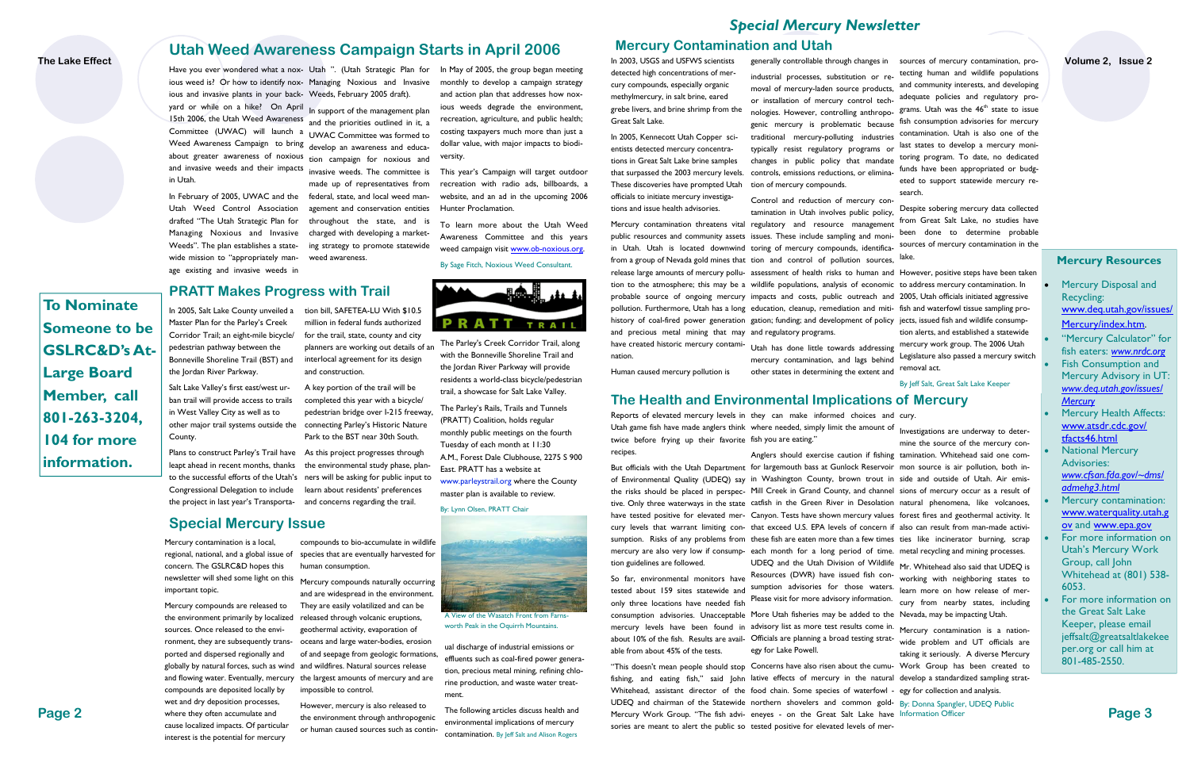# Utah Weed Awareness Campaign Starts in April 2006

Have you ever wondered what a noxious weed is? Or how to identify noxious and invasive plants in your backyard or while on a hike? On April 15th 2006, the Utah Weed Awareness Committee (UWAC) will launch a Weed Awareness Campaign to bring about greater awareness of noxious and invasive weeds and their impacts in Utah.

In February of 2005, UWAC and the Utah Weed Control Association drafted "The Utah Strategic Plan for Managing Noxious and Invasive Weeds". The plan establishes a statewide mission to "appropriately manage existing and invasive weeds in Utah ". (Utah Strategic Plan for Managing Noxious and Invasive Weeds, February 2005 draft).

In support of the management plan and the priorities outlined in it, a UWAC Committee was formed to develop an awareness and education campaign for noxious and invasive weeds. The committee is made up of representatives from federal, state, and local weed management and conservation entities throughout the state, and is charged with developing a marketing strategy to promote statewide weed awareness.

In May of 2005, the group began meeting monthly to develop a campaign strategy and action plan that addresses how noxious weeds degrade the environment, recreation, agriculture, and public health; costing taxpayers much more than just a dollar value, with major impacts to biodiversity.

This year's Campaign will target outdoor recreation with radio ads, billboards, a website, and an ad in the upcoming 2006 Hunter Proclamation.

To learn more about the Utah Weed Awareness Committee and this years weed campaign visit www.ob-noxious.org.

By Sage Fitch, Noxious Weed Consultant.

# PRATT Makes Progress with Trail

In 2005, Salt Lake County unveiled a Master Plan for the Parley's Creek Corridor Trail; an eight-mile bicycle/pedestrian pathway between the Bonneville Shoreline Trail (BST) and the Jordan River Parkway.

Salt Lake Valley's first east/west urban trail will provide access to trails in West Valley City as well as to other major trail systems outside the County.

Plans to construct Parley's Trail have leapt ahead in recent months, thanks to the successful efforts of the Utah's Congressional Delegation to include the project in last year's Transportation bill, SAFETEA-LU With $10.5 million in federal funds authorized for the trail, state, county and city planners are working out details of an interlocal agreement for its design and construction.

A key portion of the trail will be completed this year with a bicycle/pedestrian bridge over I-215 freeway, connecting Parley's Historic Nature Park to the BST near 30th South.

As this project progresses through the environmental study phase, planners will be asking for public input to learn about residents' preferences and concerns regarding the trail.

PRATT TRAIL

The Parley's Creek Corridor Trail, along with the Bonneville Shoreline Trail and the Jordan River Parkway will provide residents a world-class bicycle/pedestrian trail, a showcase for Salt Lake Valley.

The Parley's Rails, Trails and Tunnels (PRATT) Coalition, holds regular monthly public meetings on the fourth Tuesday of each month at 11:30 A.M., Forest Dale Clubhouse, 2275 S 900 East. PRATT has a website at www.parleystrail.org where the County master plan is available to review.

By: Lynn Olsen, PRATT Chair

# Special Mercury Issue

Mercury contamination is a local, regional, national, and a global issue of concern. The GSLRC&D hopes this newsletter will shed some light on this important topic.

Mercury compounds are released to the environment primarily by localized sources. Once released to the environment, they are subsequently transported and dispersed regionally and globally by natural forces, such as wind and flowing water. Eventually, mercury compounds are deposited locally by wet and dry deposition processes, where they often accumulate and cause localized impacts. Of particular interest is the potential for mercury compounds to bio-accumulate in wildlife species that are eventually harvested for human consumption.

Mercury compounds naturally occurring and are widespread in the environment. They are easily volatilized and can be released through volcanic eruptions, geothermal activity, evaporation of oceans and large water-bodies, erosion of and seepage from geologic formations, and wildfires. Natural sources release the largest amounts of mercury and are impossible to control.

However, mercury is also released to the environment through anthropogenic or human caused sources such as continual discharge of industrial emissions or effluents such as coal-fired power generation, precious metal mining, refining chlorine production, and waste water treatment.

The following articles discuss health and environmental implications of mercury contamination. By Jeff Salt and Alison Rogers

A View of the Wasatch Front from Farnsworth Peak in the Oquirrh Mountains.

**To Nominate Someone to be GSLRC&D's At-Large Board Member, call 801-263-3204, 104 for more information.**

*Special Mercury Newsletter*

# Mercury Contamination and Utah

In 2003, USGS and USFWS scientists detected high concentrations of mercury compounds, especially organic methylmercury, in salt brine, eared grebe livers, and brine shrimp from the Great Salt Lake.

In 2005, Kennecott Utah Copper scientists detected mercury concentrations in Great Salt Lake brine samples that surpassed the 2003 mercury levels. These discoveries have prompted Utah officials to initiate mercury investigations and issue health advisories.

Mercury contamination threatens vital public resources and community assets in Utah. Utah is located downwind from a group of Nevada gold mines that release large amounts of mercury pollution to the atmosphere; this may be a probable source of ongoing mercury pollution. Furthermore, Utah has a long history of coal-fired power generation and precious metal mining that may have created historic mercury contamination.

Human caused mercury pollution is generally controllable through changes in industrial processes, substitution or removal of mercury-laden source products, or installation of mercury control technologies. However, controlling anthropogenic mercury is problematic because traditional mercury-polluting industries typically resist regulatory programs or changes in public policy that mandate controls, emissions reductions, or elimination of mercury compounds.

Control and reduction of mercury contamination in Utah involves public policy, regulatory and resource management issues. These include sampling and monitoring of mercury compounds, identification and control of pollution sources, assessment of health risks to human and wildlife populations, analysis of economic impacts and costs, public outreach and education, cleanup, remediation and mitigation; funding; and development of policy and regulatory programs.

Utah has done little towards addressing mercury contamination, and lags behind other states in determining the extent and sources of mercury contamination, protecting human and wildlife populations and community interests, and developing adequate policies and regulatory programs. Utah was the 46[th] state to issue fish consumption advisories for mercury contamination. Utah is also one of the last states to develop a mercury monitoring program. To date, no dedicated funds have been appropriated or budgeted to support statewide mercury research.

Despite sobering mercury data collected from Great Salt Lake, no studies have been done to determine probable sources of mercury contamination in the lake.

However, positive steps have been taken to address mercury contamination. In 2005, Utah officials initiated aggressive fish and waterfowl tissue sampling projects, issued fish and wildlife consumption alerts, and established a statewide mercury work group. The 2006 Utah Legislature also passed a mercury switch removal act.

By Jeff Salt, Great Salt Lake Keeper

# The Health and Environmental Implications of Mercury

Reports of elevated mercury levels in Utah game fish have made anglers think twice before frying up their favorite recipes.

But officials with the Utah Department of Environmental Quality (UDEQ) say the risks should be placed in perspective. Only three waterways in the state have tested positive for elevated mercury levels that warrant limiting consumption. Risks of any problems from mercury are also very low if consumption guidelines are followed.

So far, environmental monitors have tested about 159 sites statewide and only three locations have needed fish consumption advisories. Unacceptable mercury levels have been found in about 10% of the fish. Results are available from about 45% of the tests.

"This doesn't mean people should stop fishing, and eating fish," said John Whitehead, assistant director of the UDEQ and chairman of the Statewide Mercury Work Group. "The fish advisories are meant to alert the public so they can make informed choices and where needed, simply limit the amount of fish you are eating."

Anglers should exercise caution if fishing for largemouth bass at Gunlock Reservoir in Washington County, brown trout in Mill Creek in Grand County, and channel catfish in the Green River in Desolation Canyon. Tests have shown mercury values that exceed U.S. EPA levels of concern if these fish are eaten more than a few times each month for a long period of time.

UDEQ and the Utah Division of Wildlife Resources (DWR) have issued fish consumption advisories for those waters. Please visit for more advisory information.

More Utah fisheries may be added to the advisory list as more test results come in. Officials are planning a broad testing strategy for Lake Powell.

Concerns have also risen about the cumulative effects of mercury in the natural food chain. Some species of waterfowl - northern shovelers and common goldeneyes - on the Great Salt Lake have tested positive for elevated levels of mercury.

Investigations are underway to determine the source of the mercury contamination. Whitehead said one common source is air pollution, both inside and outside of Utah. Air emissions of mercury occur as a result of natural phenomena, like volcanoes, forest fires and geothermal activity. It also can result from man-made activities like incinerator burning, scrap metal recycling and mining processes.

Mr. Whitehead also said that UDEQ is working with neighboring states to learn more on how release of mercury from nearby states, including Nevada, may be impacting Utah.

Mercury contamination is a nationwide problem and UT officials are taking it seriously. A diverse Mercury Work Group has been created to develop a standardized sampling strategy for collection and analysis.

By: Donna Spangler, UDEQ Public Information Officer

## Mercury Resources

- Mercury Disposal and Recycling: www.deq.utah.gov/issues/Mercury/index.htm.
- "Mercury Calculator" for fish eaters: *www.nrdc.org*
- Fish Consumption and Mercury Advisory in UT: *www.deq.utah.gov/issues/Mercury*
- Mercury Health Affects: www.atsdr.cdc.gov/tfacts46.html
- National Mercury Advisories: *www.cfsan.fda.gov/~dms/admehg3.html*
- Mercury contamination: www.waterquality.utah.gov and www.epa.gov
- For more information on Utah's Mercury Work Group, call John Whitehead at (801) 538-6053.
- For more information on the Great Salt Lake Keeper, please email jeffsalt@greatsaltlakekeeper.org or call him at 801-485-2550.